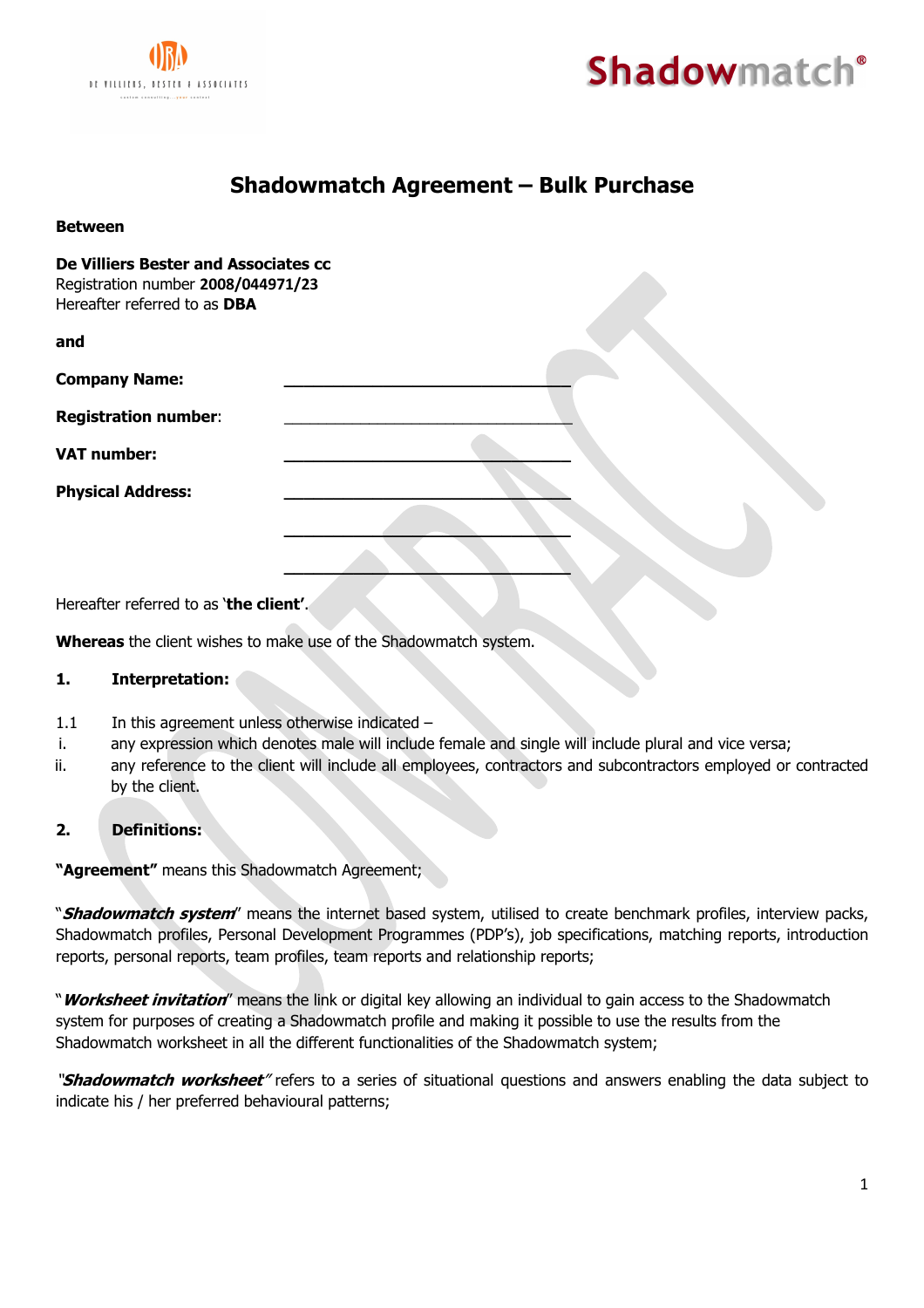# Shadowmatch Agreement – Bulk Purchase

**Between**

**De Villiers Bester and Associates cc**
Registration number **2008/044971/23**
Hereafter referred to as **DBA**

**and**

**Company Name:** ________________________________

**Registration number**: ________________________________

**VAT number:** ________________________________

**Physical Address:** ________________________________

________________________________

________________________________

Hereafter referred to as '**the client'**.

**Whereas** the client wishes to make use of the Shadowmatch system.

**1. Interpretation:**

1.1 In this agreement unless otherwise indicated –

i. any expression which denotes male will include female and single will include plural and vice versa;

ii. any reference to the client will include all employees, contractors and subcontractors employed or contracted by the client.

**2. Definitions:**

**"Agreement"** means this Shadowmatch Agreement;

"***Shadowmatch system***" means the internet based system, utilised to create benchmark profiles, interview packs, Shadowmatch profiles, Personal Development Programmes (PDP's), job specifications, matching reports, introduction reports, personal reports, team profiles, team reports and relationship reports;

"***Worksheet invitation***" means the link or digital key allowing an individual to gain access to the Shadowmatch system for purposes of creating a Shadowmatch profile and making it possible to use the results from the Shadowmatch worksheet in all the different functionalities of the Shadowmatch system;

"***Shadowmatch worksheet***" refers to a series of situational questions and answers enabling the data subject to indicate his / her preferred behavioural patterns;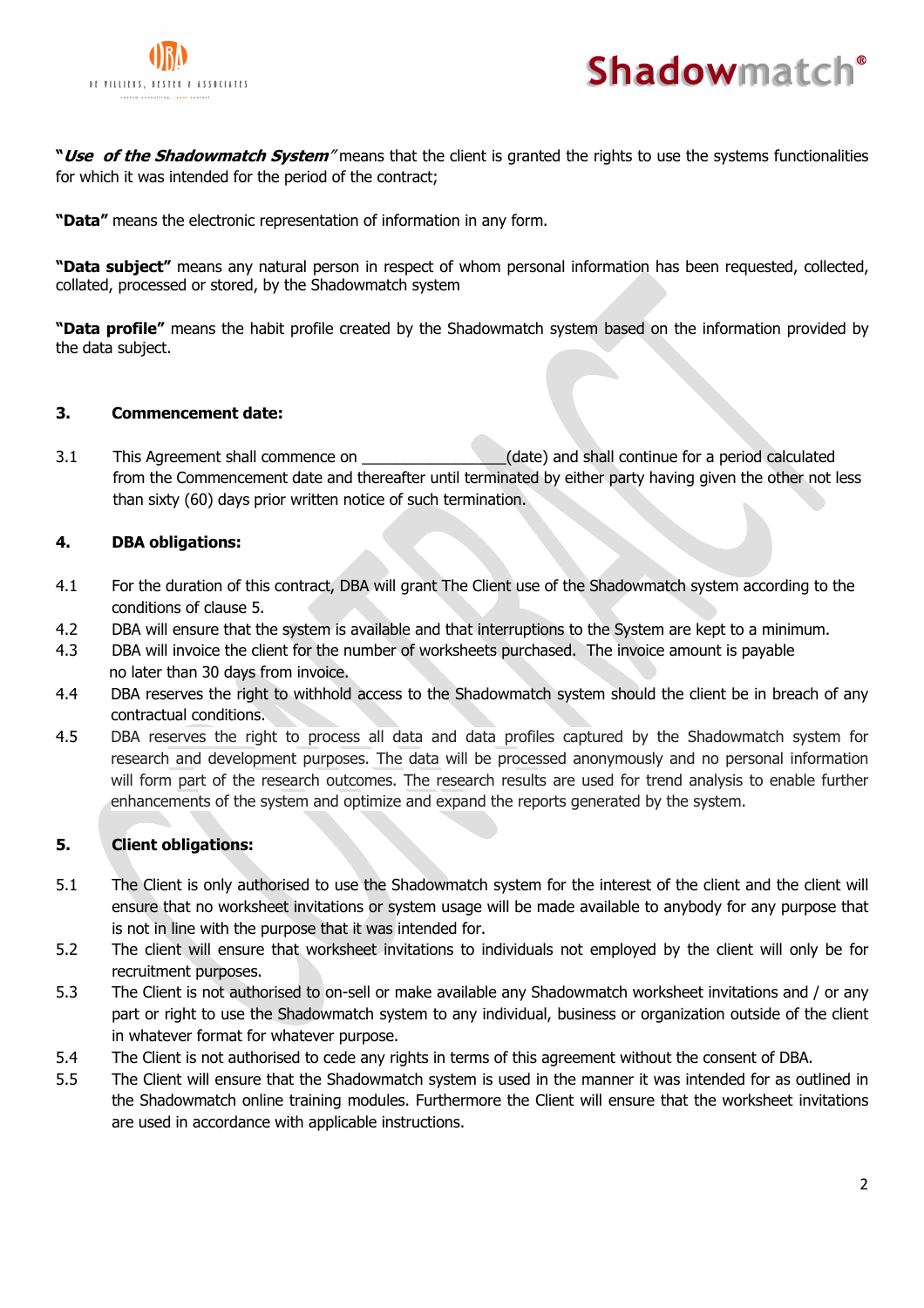**"*Use of the Shadowmatch System*"** means that the client is granted the rights to use the systems functionalities for which it was intended for the period of the contract;

**"Data"** means the electronic representation of information in any form.

**"Data subject"** means any natural person in respect of whom personal information has been requested, collected, collated, processed or stored, by the Shadowmatch system

**"Data profile"** means the habit profile created by the Shadowmatch system based on the information provided by the data subject.

## 3. Commencement date:

3.1 This Agreement shall commence on ________________(date) and shall continue for a period calculated from the Commencement date and thereafter until terminated by either party having given the other not less than sixty (60) days prior written notice of such termination.

## 4. DBA obligations:

4.1 For the duration of this contract, DBA will grant The Client use of the Shadowmatch system according to the conditions of clause 5.

4.2 DBA will ensure that the system is available and that interruptions to the System are kept to a minimum.

4.3 DBA will invoice the client for the number of worksheets purchased. The invoice amount is payable no later than 30 days from invoice.

4.4 DBA reserves the right to withhold access to the Shadowmatch system should the client be in breach of any contractual conditions.

4.5 DBA reserves the right to process all data and data profiles captured by the Shadowmatch system for research and development purposes. The data will be processed anonymously and no personal information will form part of the research outcomes. The research results are used for trend analysis to enable further enhancements of the system and optimize and expand the reports generated by the system.

## 5. Client obligations:

5.1 The Client is only authorised to use the Shadowmatch system for the interest of the client and the client will ensure that no worksheet invitations or system usage will be made available to anybody for any purpose that is not in line with the purpose that it was intended for.

5.2 The client will ensure that worksheet invitations to individuals not employed by the client will only be for recruitment purposes.

5.3 The Client is not authorised to on-sell or make available any Shadowmatch worksheet invitations and / or any part or right to use the Shadowmatch system to any individual, business or organization outside of the client in whatever format for whatever purpose.

5.4 The Client is not authorised to cede any rights in terms of this agreement without the consent of DBA.

5.5 The Client will ensure that the Shadowmatch system is used in the manner it was intended for as outlined in the Shadowmatch online training modules. Furthermore the Client will ensure that the worksheet invitations are used in accordance with applicable instructions.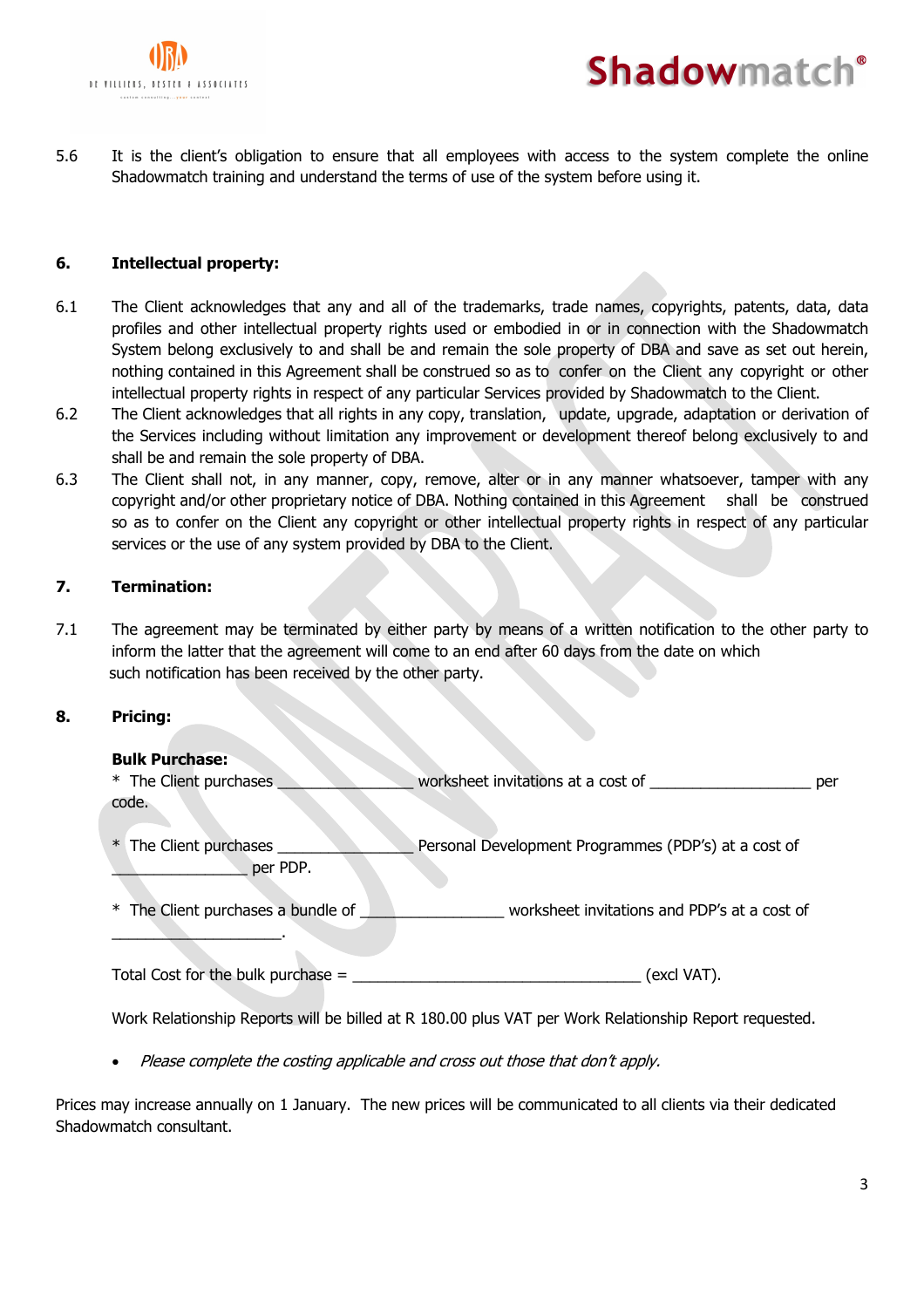5.6 It is the client's obligation to ensure that all employees with access to the system complete the online Shadowmatch training and understand the terms of use of the system before using it.

## 6. Intellectual property:

6.1 The Client acknowledges that any and all of the trademarks, trade names, copyrights, patents, data, data profiles and other intellectual property rights used or embodied in or in connection with the Shadowmatch System belong exclusively to and shall be and remain the sole property of DBA and save as set out herein, nothing contained in this Agreement shall be construed so as to confer on the Client any copyright or other intellectual property rights in respect of any particular Services provided by Shadowmatch to the Client.

6.2 The Client acknowledges that all rights in any copy, translation, update, upgrade, adaptation or derivation of the Services including without limitation any improvement or development thereof belong exclusively to and shall be and remain the sole property of DBA.

6.3 The Client shall not, in any manner, copy, remove, alter or in any manner whatsoever, tamper with any copyright and/or other proprietary notice of DBA. Nothing contained in this Agreement shall be construed so as to confer on the Client any copyright or other intellectual property rights in respect of any particular services or the use of any system provided by DBA to the Client.

## 7. Termination:

7.1 The agreement may be terminated by either party by means of a written notification to the other party to inform the latter that the agreement will come to an end after 60 days from the date on which such notification has been received by the other party.

## 8. Pricing:

**Bulk Purchase:**

* The Client purchases ________________ worksheet invitations at a cost of ___________________ per code.

* The Client purchases ________________ Personal Development Programmes (PDP's) at a cost of ________________ per PDP.

* The Client purchases a bundle of _________________ worksheet invitations and PDP's at a cost of ____________________.

Total Cost for the bulk purchase = __________________________________ (excl VAT).

Work Relationship Reports will be billed at R 180.00 plus VAT per Work Relationship Report requested.

- *Please complete the costing applicable and cross out those that don't apply.*

Prices may increase annually on 1 January. The new prices will be communicated to all clients via their dedicated Shadowmatch consultant.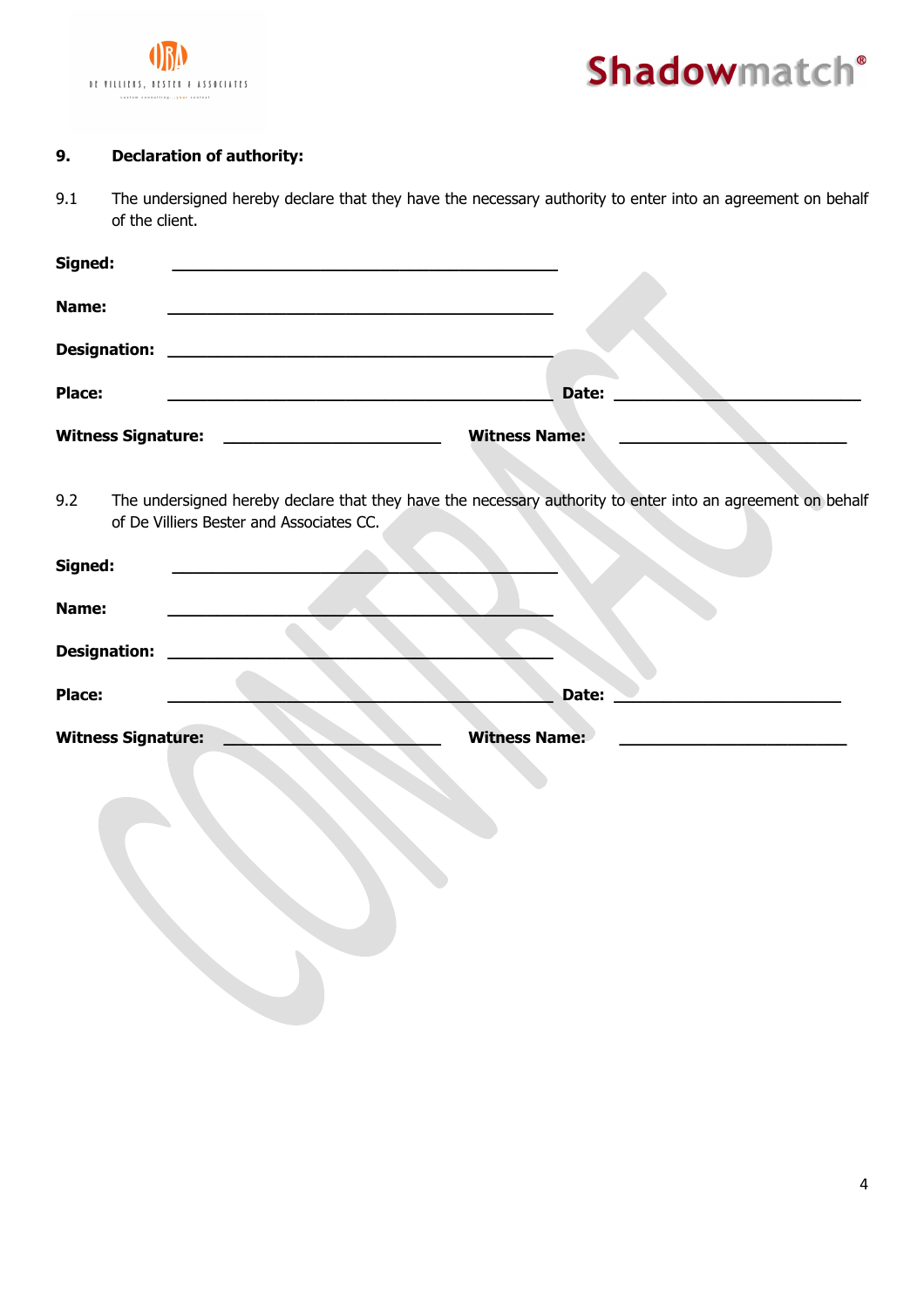## 9. Declaration of authority:

9.1 The undersigned hereby declare that they have the necessary authority to enter into an agreement on behalf of the client.

**Signed:** ____________________________________________

**Name:** ____________________________________________

**Designation:** ____________________________________________

**Place:** ____________________________________________ **Date:** ____________________________

**Witness Signature:** ________________________ **Witness Name:** __________________________

9.2 The undersigned hereby declare that they have the necessary authority to enter into an agreement on behalf of De Villiers Bester and Associates CC.

**Signed:** ____________________________________________

**Name:** ____________________________________________

**Designation:** ____________________________________________

**Place:** ____________________________________________ **Date:** __________________________

**Witness Signature:** ________________________ **Witness Name:** __________________________